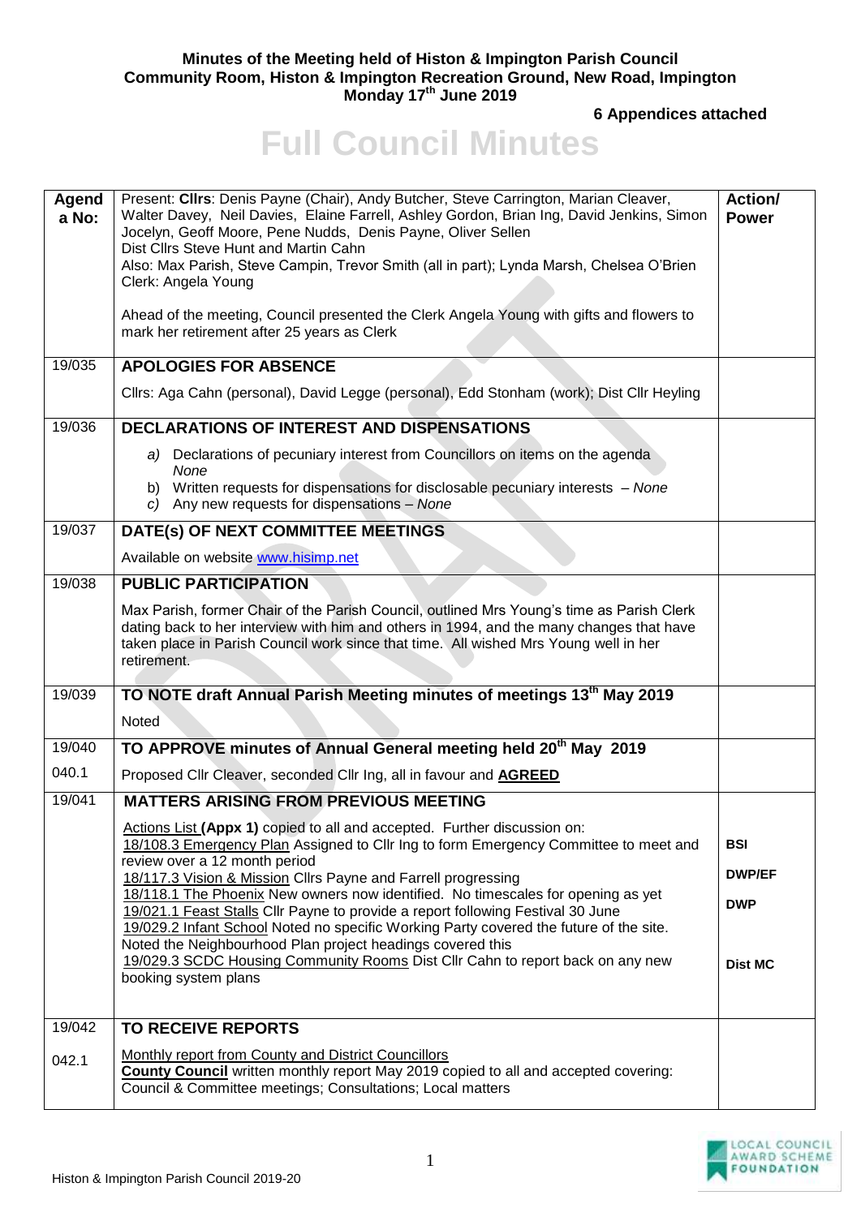**Minutes of the Meeting held of Histon & Impington Parish Council**
**Community Room, Histon & Impington Recreation Ground, New Road, Impington**
**Monday 17th June 2019**

**6 Appendices attached**

# Full Council Minutes

| Agenda No: | Present: **Cllrs**: Denis Payne (Chair), Andy Butcher, Steve Carrington, Marian Cleaver, Walter Davey, Neil Davies, Elaine Farrell, Ashley Gordon, Brian Ing, David Jenkins, Simon Jocelyn, Geoff Moore, Pene Nudds, Denis Payne, Oliver Sellen<br>Dist Cllrs Steve Hunt and Martin Cahn<br>Also: Max Parish, Steve Campin, Trevor Smith (all in part); Lynda Marsh, Chelsea O'Brien<br>Clerk: Angela Young<br><br>Ahead of the meeting, Council presented the Clerk Angela Young with gifts and flowers to mark her retirement after 25 years as Clerk | **Action/ Power** |
|---|---|---|
| 19/035 | **APOLOGIES FOR ABSENCE**<br><br>Cllrs: Aga Cahn (personal), David Legge (personal), Edd Stonham (work); Dist Cllr Heyling | |
| 19/036 | **DECLARATIONS OF INTEREST AND DISPENSATIONS**<br><br>*a)* Declarations of pecuniary interest from Councillors on items on the agenda *None*<br>b) Written requests for dispensations for disclosable pecuniary interests – *None*<br>*c)* Any new requests for dispensations – *None* | |
| 19/037 | **DATE(s) OF NEXT COMMITTEE MEETINGS**<br><br>Available on website www.hisimp.net | |
| 19/038 | **PUBLIC PARTICIPATION**<br><br>Max Parish, former Chair of the Parish Council, outlined Mrs Young's time as Parish Clerk dating back to her interview with him and others in 1994, and the many changes that have taken place in Parish Council work since that time. All wished Mrs Young well in her retirement. | |
| 19/039 | **TO NOTE draft Annual Parish Meeting minutes of meetings 13th May 2019**<br><br>Noted | |
| 19/040 | **TO APPROVE minutes of Annual General meeting held 20th May 2019** | |
| 040.1 | Proposed Cllr Cleaver, seconded Cllr Ing, all in favour and **AGREED** | |
| 19/041 | **MATTERS ARISING FROM PREVIOUS MEETING**<br><br>Actions List **(Appx 1)** copied to all and accepted. Further discussion on:<br>18/108.3 Emergency Plan Assigned to Cllr Ing to form Emergency Committee to meet and review over a 12 month period<br>18/117.3 Vision & Mission Cllrs Payne and Farrell progressing<br>18/118.1 The Phoenix New owners now identified. No timescales for opening as yet<br>19/021.1 Feast Stalls Cllr Payne to provide a report following Festival 30 June<br>19/029.2 Infant School Noted no specific Working Party covered the future of the site. Noted the Neighbourhood Plan project headings covered this<br>19/029.3 SCDC Housing Community Rooms Dist Cllr Cahn to report back on any new booking system plans | **BSI**<br>**DWP/EF**<br>**DWP**<br>**Dist MC** |
| 19/042 | **TO RECEIVE REPORTS** | |
| 042.1 | Monthly report from County and District Councillors<br>**County Council** written monthly report May 2019 copied to all and accepted covering: Council & Committee meetings; Consultations; Local matters | |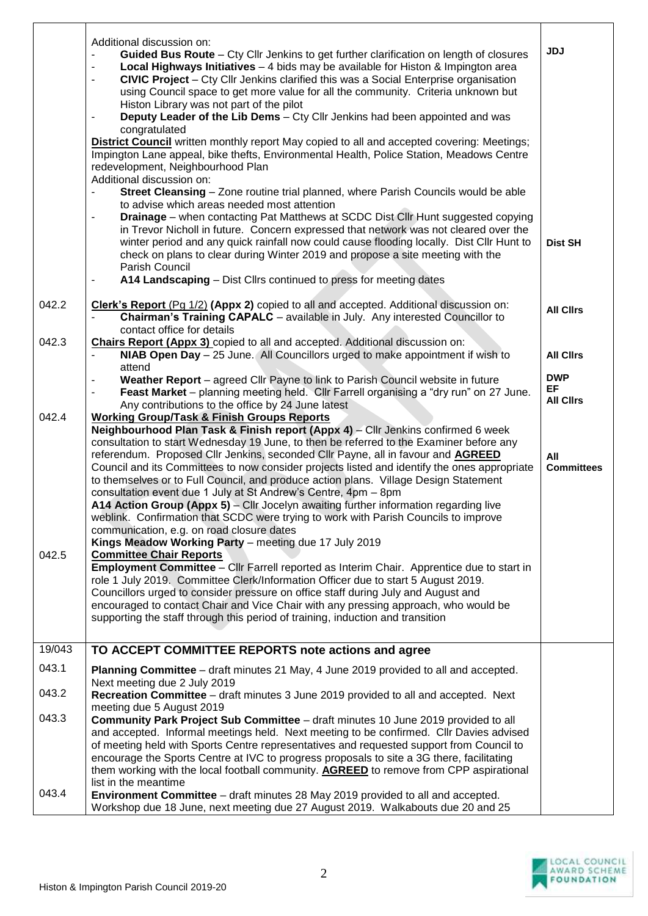| | | |
|---|---|---|
| | Additional discussion on:<br>- **Guided Bus Route** – Cty Cllr Jenkins to get further clarification on length of closures<br>- **Local Highways Initiatives** – 4 bids may be available for Histon & Impington area<br>- **CIVIC Project** – Cty Cllr Jenkins clarified this was a Social Enterprise organisation using Council space to get more value for all the community. Criteria unknown but Histon Library was not part of the pilot<br>- **Deputy Leader of the Lib Dems** – Cty Cllr Jenkins had been appointed and was congratulated<br>**District Council** written monthly report May copied to all and accepted covering: Meetings; Impington Lane appeal, bike thefts, Environmental Health, Police Station, Meadows Centre redevelopment, Neighbourhood Plan<br>Additional discussion on:<br>- **Street Cleansing** – Zone routine trial planned, where Parish Councils would be able to advise which areas needed most attention<br>- **Drainage** – when contacting Pat Matthews at SCDC Dist Cllr Hunt suggested copying in Trevor Nicholl in future. Concern expressed that network was not cleared over the winter period and any quick rainfall now could cause flooding locally. Dist Cllr Hunt to check on plans to clear during Winter 2019 and propose a site meeting with the Parish Council<br>- **A14 Landscaping** – Dist Cllrs continued to press for meeting dates | **JDJ**<br><br><br><br><br><br><br><br><br><br><br><br>**Dist SH** |
| 042.2 | **Clerk's Report** (Pg 1/2) **(Appx 2)** copied to all and accepted. Additional discussion on:<br>- **Chairman's Training CAPALC** – available in July. Any interested Councillor to contact office for details | **All Cllrs** |
| 042.3 | **Chairs Report (Appx 3)** copied to all and accepted. Additional discussion on:<br>- **NIAB Open Day** – 25 June. All Councillors urged to make appointment if wish to attend<br>- **Weather Report** – agreed Cllr Payne to link to Parish Council website in future<br>- **Feast Market** – planning meeting held. Cllr Farrell organising a "dry run" on 27 June. Any contributions to the office by 24 June latest | **All Cllrs**<br><br>**DWP**<br>**EF**<br>**All Cllrs** |
| 042.4 | **Working Group/Task & Finish Groups Reports**<br>**Neighbourhood Plan Task & Finish report (Appx 4)** – Cllr Jenkins confirmed 6 week consultation to start Wednesday 19 June, to then be referred to the Examiner before any referendum. Proposed Cllr Jenkins, seconded Cllr Payne, all in favour and **AGREED** Council and its Committees to now consider projects listed and identify the ones appropriate to themselves or to Full Council, and produce action plans. Village Design Statement consultation event due 1 July at St Andrew's Centre, 4pm – 8pm<br>**A14 Action Group (Appx 5)** – Cllr Jocelyn awaiting further information regarding live weblink. Confirmation that SCDC were trying to work with Parish Councils to improve communication, e.g. on road closure dates<br>**Kings Meadow Working Party** – meeting due 17 July 2019 | <br><br><br><br>**All Committees** |
| 042.5 | **Committee Chair Reports**<br>**Employment Committee** – Cllr Farrell reported as Interim Chair. Apprentice due to start in role 1 July 2019. Committee Clerk/Information Officer due to start 5 August 2019. Councillors urged to consider pressure on office staff during July and August and encouraged to contact Chair and Vice Chair with any pressing approach, who would be supporting the staff through this period of training, induction and transition | |
| 19/043 | **TO ACCEPT COMMITTEE REPORTS note actions and agree** | |
| 043.1 | **Planning Committee** – draft minutes 21 May, 4 June 2019 provided to all and accepted. Next meeting due 2 July 2019 | |
| 043.2 | **Recreation Committee** – draft minutes 3 June 2019 provided to all and accepted. Next meeting due 5 August 2019 | |
| 043.3 | **Community Park Project Sub Committee** – draft minutes 10 June 2019 provided to all and accepted. Informal meetings held. Next meeting to be confirmed. Cllr Davies advised of meeting held with Sports Centre representatives and requested support from Council to encourage the Sports Centre at IVC to progress proposals to site a 3G there, facilitating them working with the local football community. **AGREED** to remove from CPP aspirational list in the meantime | |
| 043.4 | **Environment Committee** – draft minutes 28 May 2019 provided to all and accepted. Workshop due 18 June, next meeting due 27 August 2019. Walkabouts due 20 and 25 | |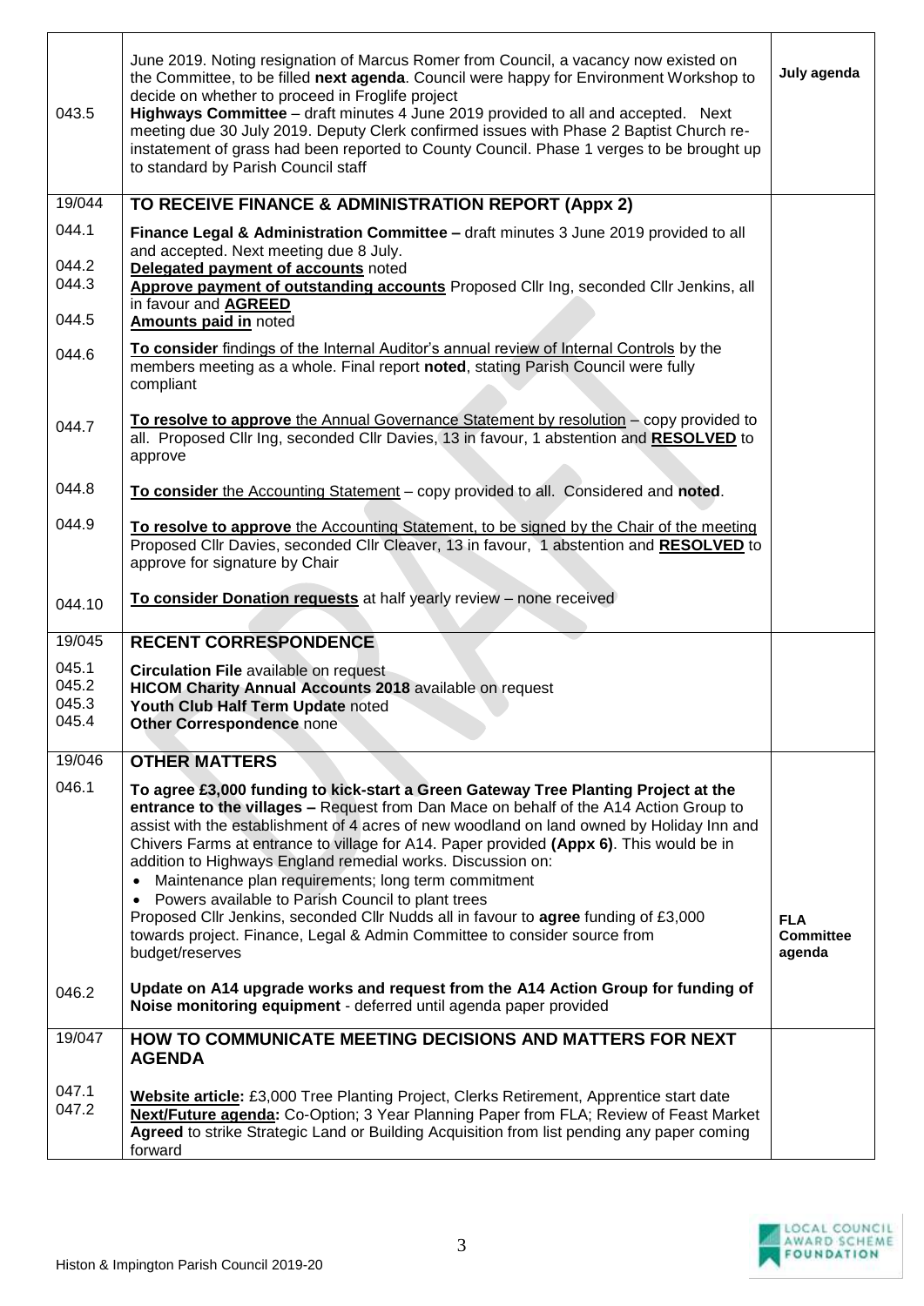| | | |
|---|---|---|
| 043.5 | June 2019. Noting resignation of Marcus Romer from Council, a vacancy now existed on the Committee, to be filled **next agenda**. Council were happy for Environment Workshop to decide on whether to proceed in Froglife project<br>**Highways Committee** – draft minutes 4 June 2019 provided to all and accepted. Next meeting due 30 July 2019. Deputy Clerk confirmed issues with Phase 2 Baptist Church re-instatement of grass had been reported to County Council. Phase 1 verges to be brought up to standard by Parish Council staff | **July agenda** |
| 19/044 | **TO RECEIVE FINANCE & ADMINISTRATION REPORT (Appx 2)** | |
| 044.1<br>044.2<br>044.3<br>044.5 | **Finance Legal & Administration Committee** – draft minutes 3 June 2019 provided to all and accepted. Next meeting due 8 July.<br>**Delegated payment of accounts** noted<br>**Approve payment of outstanding accounts** Proposed Cllr Ing, seconded Cllr Jenkins, all in favour and **AGREED**<br>**Amounts paid in** noted | |
| 044.6 | To consider findings of the Internal Auditor's annual review of Internal Controls by the members meeting as a whole. Final report **noted**, stating Parish Council were fully compliant | |
| 044.7 | **To resolve to approve** the Annual Governance Statement by resolution – copy provided to all. Proposed Cllr Ing, seconded Cllr Davies, 13 in favour, 1 abstention and **RESOLVED** to approve | |
| 044.8 | **To consider** the Accounting Statement – copy provided to all. Considered and **noted**. | |
| 044.9 | **To resolve to approve** the Accounting Statement, to be signed by the Chair of the meeting Proposed Cllr Davies, seconded Cllr Cleaver, 13 in favour, 1 abstention and **RESOLVED** to approve for signature by Chair | |
| 044.10 | **To consider Donation requests** at half yearly review – none received | |
| 19/045 | **RECENT CORRESPONDENCE** | |
| 045.1<br>045.2<br>045.3<br>045.4 | **Circulation File** available on request<br>**HICOM Charity Annual Accounts 2018** available on request<br>**Youth Club Half Term Update** noted<br>**Other Correspondence** none | |
| 19/046 | **OTHER MATTERS** | |
| 046.1 | **To agree £3,000 funding to kick-start a Green Gateway Tree Planting Project at the entrance to the villages –** Request from Dan Mace on behalf of the A14 Action Group to assist with the establishment of 4 acres of new woodland on land owned by Holiday Inn and Chivers Farms at entrance to village for A14. Paper provided **(Appx 6)**. This would be in addition to Highways England remedial works. Discussion on:<br>• Maintenance plan requirements; long term commitment<br>• Powers available to Parish Council to plant trees<br>Proposed Cllr Jenkins, seconded Cllr Nudds all in favour to **agree** funding of £3,000 towards project. Finance, Legal & Admin Committee to consider source from budget/reserves | **FLA Committee agenda** |
| 046.2 | **Update on A14 upgrade works and request from the A14 Action Group for funding of Noise monitoring equipment** - deferred until agenda paper provided | |
| 19/047 | **HOW TO COMMUNICATE MEETING DECISIONS AND MATTERS FOR NEXT AGENDA** | |
| 047.1<br>047.2 | **Website article:** £3,000 Tree Planting Project, Clerks Retirement, Apprentice start date<br>**Next/Future agenda:** Co-Option; 3 Year Planning Paper from FLA; Review of Feast Market<br>**Agreed** to strike Strategic Land or Building Acquisition from list pending any paper coming forward | |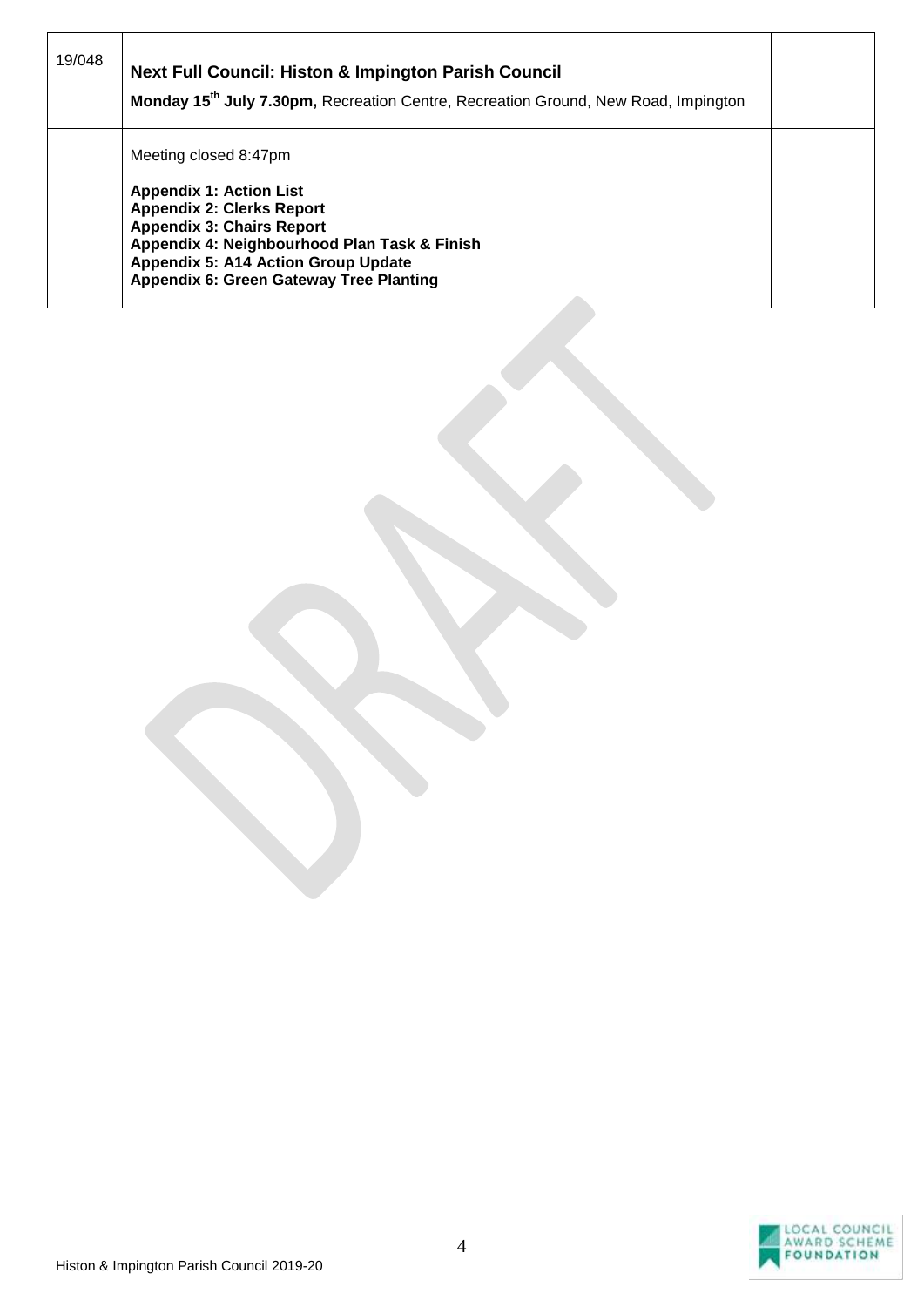| | | |
|---|---|---|
| 19/048 | **Next Full Council: Histon & Impington Parish Council**<br>**Monday 15th July 7.30pm,** Recreation Centre, Recreation Ground, New Road, Impington | |
| | Meeting closed 8:47pm<br><br>**Appendix 1: Action List**<br>**Appendix 2: Clerks Report**<br>**Appendix 3: Chairs Report**<br>**Appendix 4: Neighbourhood Plan Task & Finish**<br>**Appendix 5: A14 Action Group Update**<br>**Appendix 6: Green Gateway Tree Planting** | |

DRAFT